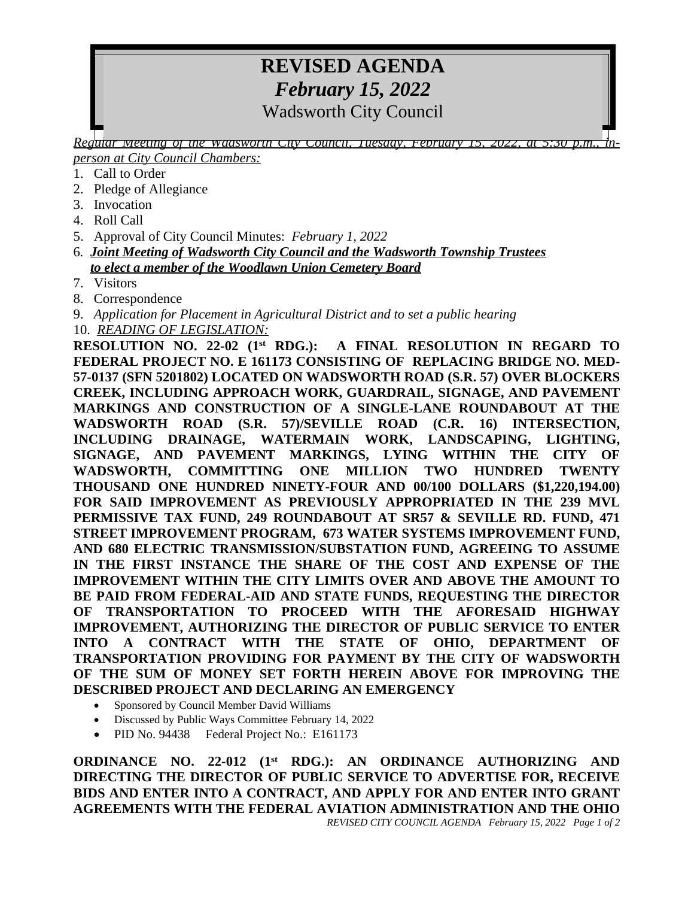# REVISED AGENDA

## *February 15, 2022*

## Wadsworth City Council

*Regular Meeting of the Wadsworth City Council, Tuesday, February 15, 2022, at 5:30 p.m., in-person at City Council Chambers:*

1. Call to Order
2. Pledge of Allegiance
3. Invocation
4. Roll Call
5. Approval of City Council Minutes: *February 1, 2022*
6. ***Joint Meeting of Wadsworth City Council and the Wadsworth Township Trustees to elect a member of the Woodlawn Union Cemetery Board***
7. Visitors
8. Correspondence
9. *Application for Placement in Agricultural District and to set a public hearing*
10. *READING OF LEGISLATION:*

**RESOLUTION NO. 22-02 (1st RDG.): A FINAL RESOLUTION IN REGARD TO FEDERAL PROJECT NO. E 161173 CONSISTING OF REPLACING BRIDGE NO. MED-57-0137 (SFN 5201802) LOCATED ON WADSWORTH ROAD (S.R. 57) OVER BLOCKERS CREEK, INCLUDING APPROACH WORK, GUARDRAIL, SIGNAGE, AND PAVEMENT MARKINGS AND CONSTRUCTION OF A SINGLE-LANE ROUNDABOUT AT THE WADSWORTH ROAD (S.R. 57)/SEVILLE ROAD (C.R. 16) INTERSECTION, INCLUDING DRAINAGE, WATERMAIN WORK, LANDSCAPING, LIGHTING, SIGNAGE, AND PAVEMENT MARKINGS, LYING WITHIN THE CITY OF WADSWORTH, COMMITTING ONE MILLION TWO HUNDRED TWENTY THOUSAND ONE HUNDRED NINETY-FOUR AND 00/100 DOLLARS ($1,220,194.00) FOR SAID IMPROVEMENT AS PREVIOUSLY APPROPRIATED IN THE 239 MVL PERMISSIVE TAX FUND, 249 ROUNDABOUT AT SR57 & SEVILLE RD. FUND, 471 STREET IMPROVEMENT PROGRAM, 673 WATER SYSTEMS IMPROVEMENT FUND, AND 680 ELECTRIC TRANSMISSION/SUBSTATION FUND, AGREEING TO ASSUME IN THE FIRST INSTANCE THE SHARE OF THE COST AND EXPENSE OF THE IMPROVEMENT WITHIN THE CITY LIMITS OVER AND ABOVE THE AMOUNT TO BE PAID FROM FEDERAL-AID AND STATE FUNDS, REQUESTING THE DIRECTOR OF TRANSPORTATION TO PROCEED WITH THE AFORESAID HIGHWAY IMPROVEMENT, AUTHORIZING THE DIRECTOR OF PUBLIC SERVICE TO ENTER INTO A CONTRACT WITH THE STATE OF OHIO, DEPARTMENT OF TRANSPORTATION PROVIDING FOR PAYMENT BY THE CITY OF WADSWORTH OF THE SUM OF MONEY SET FORTH HEREIN ABOVE FOR IMPROVING THE DESCRIBED PROJECT AND DECLARING AN EMERGENCY**

- Sponsored by Council Member David Williams
- Discussed by Public Ways Committee February 14, 2022
- PID No. 94438 Federal Project No.: E161173

**ORDINANCE NO. 22-012 (1st RDG.): AN ORDINANCE AUTHORIZING AND DIRECTING THE DIRECTOR OF PUBLIC SERVICE TO ADVERTISE FOR, RECEIVE BIDS AND ENTER INTO A CONTRACT, AND APPLY FOR AND ENTER INTO GRANT AGREEMENTS WITH THE FEDERAL AVIATION ADMINISTRATION AND THE OHIO**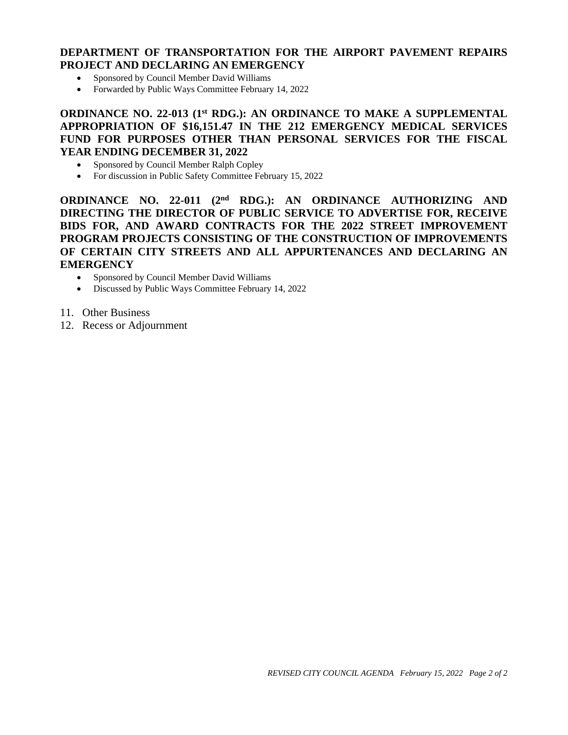**DEPARTMENT OF TRANSPORTATION FOR THE AIRPORT PAVEMENT REPAIRS PROJECT AND DECLARING AN EMERGENCY**

- Sponsored by Council Member David Williams
- Forwarded by Public Ways Committee February 14, 2022

**ORDINANCE NO. 22-013 (1st RDG.): AN ORDINANCE TO MAKE A SUPPLEMENTAL APPROPRIATION OF $16,151.47 IN THE 212 EMERGENCY MEDICAL SERVICES FUND FOR PURPOSES OTHER THAN PERSONAL SERVICES FOR THE FISCAL YEAR ENDING DECEMBER 31, 2022**

- Sponsored by Council Member Ralph Copley
- For discussion in Public Safety Committee February 15, 2022

**ORDINANCE NO. 22-011 (2nd RDG.): AN ORDINANCE AUTHORIZING AND DIRECTING THE DIRECTOR OF PUBLIC SERVICE TO ADVERTISE FOR, RECEIVE BIDS FOR, AND AWARD CONTRACTS FOR THE 2022 STREET IMPROVEMENT PROGRAM PROJECTS CONSISTING OF THE CONSTRUCTION OF IMPROVEMENTS OF CERTAIN CITY STREETS AND ALL APPURTENANCES AND DECLARING AN EMERGENCY**

- Sponsored by Council Member David Williams
- Discussed by Public Ways Committee February 14, 2022

11. Other Business
12. Recess or Adjournment